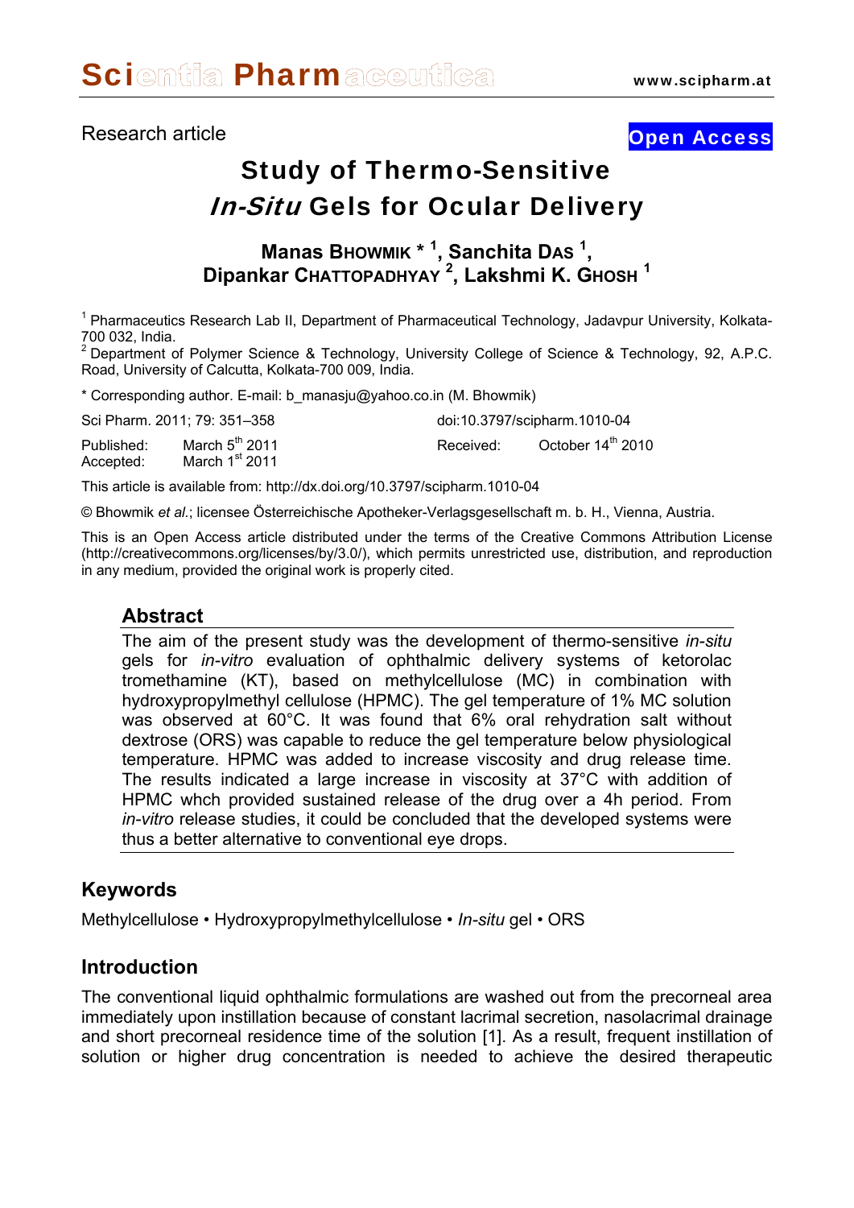Research article

Open Access

# Study of Thermo-Sensitive *In-Situ* Gels for Ocular Delivery

**Manas BHOWMIK *[1], Sanchita DAS [1], Dipankar CHATTOPADHYAY [2], Lakshmi K. GHOSH [1]**

[1] Pharmaceutics Research Lab II, Department of Pharmaceutical Technology, Jadavpur University, Kolkata-700 032, India.

[2] Department of Polymer Science & Technology, University College of Science & Technology, 92, A.P.C. Road, University of Calcutta, Kolkata-700 009, India.

* Corresponding author. E-mail: b_manasju@yahoo.co.in (M. Bhowmik)

Sci Pharm. 2011; 79: 351–358 doi:10.3797/scipharm.1010-04

Published: March 5th 2011 Received: October 14th 2010

Accepted: March 1st 2011

This article is available from: http://dx.doi.org/10.3797/scipharm.1010-04

© Bhowmik *et al.*; licensee Österreichische Apotheker-Verlagsgesellschaft m. b. H., Vienna, Austria.

This is an Open Access article distributed under the terms of the Creative Commons Attribution License (http://creativecommons.org/licenses/by/3.0/), which permits unrestricted use, distribution, and reproduction in any medium, provided the original work is properly cited.

## Abstract

The aim of the present study was the development of thermo-sensitive *in-situ* gels for *in-vitro* evaluation of ophthalmic delivery systems of ketorolac tromethamine (KT), based on methylcellulose (MC) in combination with hydroxypropylmethyl cellulose (HPMC). The gel temperature of 1% MC solution was observed at 60°C. It was found that 6% oral rehydration salt without dextrose (ORS) was capable to reduce the gel temperature below physiological temperature. HPMC was added to increase viscosity and drug release time. The results indicated a large increase in viscosity at 37°C with addition of HPMC whch provided sustained release of the drug over a 4h period. From *in-vitro* release studies, it could be concluded that the developed systems were thus a better alternative to conventional eye drops.

## Keywords

Methylcellulose • Hydroxypropylmethylcellulose • *In-situ* gel • ORS

## Introduction

The conventional liquid ophthalmic formulations are washed out from the precorneal area immediately upon instillation because of constant lacrimal secretion, nasolacrimal drainage and short precorneal residence time of the solution [1]. As a result, frequent instillation of solution or higher drug concentration is needed to achieve the desired therapeutic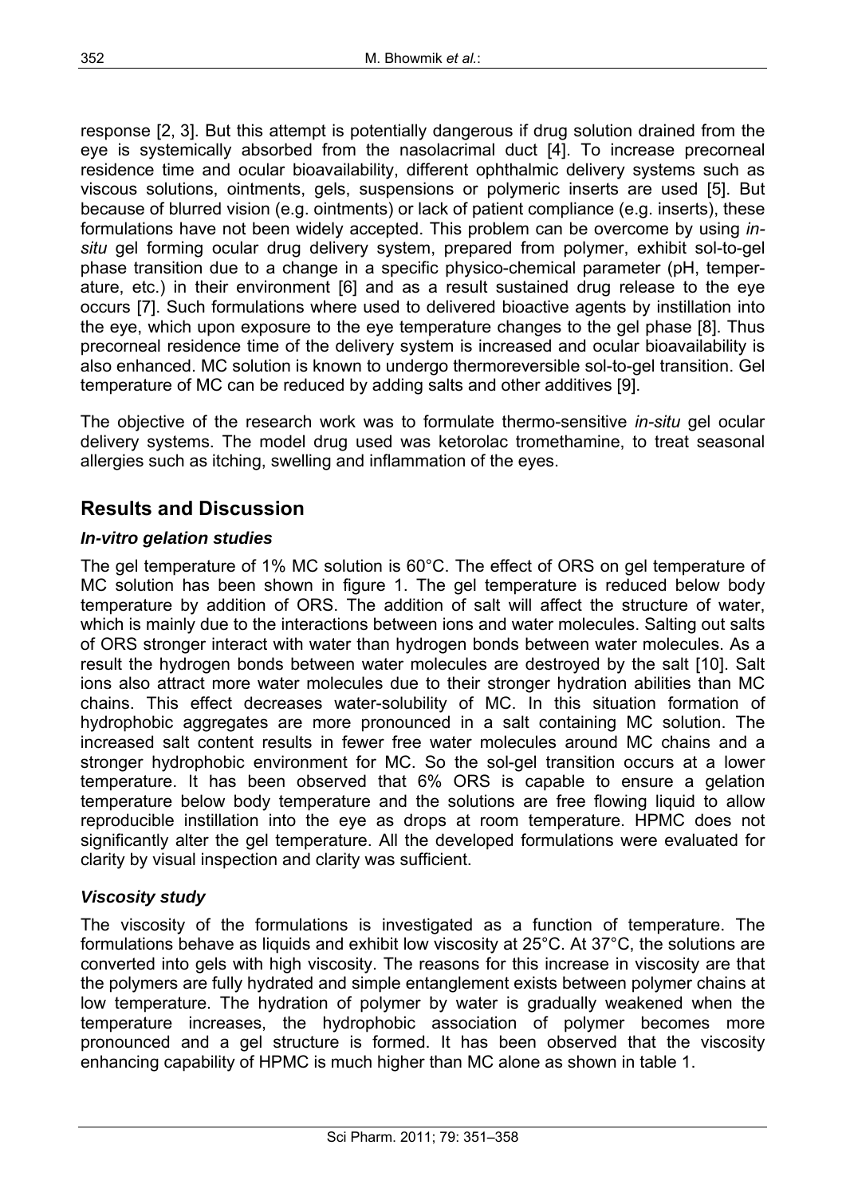response [2, 3]. But this attempt is potentially dangerous if drug solution drained from the eye is systemically absorbed from the nasolacrimal duct [4]. To increase precorneal residence time and ocular bioavailability, different ophthalmic delivery systems such as viscous solutions, ointments, gels, suspensions or polymeric inserts are used [5]. But because of blurred vision (e.g. ointments) or lack of patient compliance (e.g. inserts), these formulations have not been widely accepted. This problem can be overcome by using *in-situ* gel forming ocular drug delivery system, prepared from polymer, exhibit sol-to-gel phase transition due to a change in a specific physico-chemical parameter (pH, temperature, etc.) in their environment [6] and as a result sustained drug release to the eye occurs [7]. Such formulations where used to delivered bioactive agents by instillation into the eye, which upon exposure to the eye temperature changes to the gel phase [8]. Thus precorneal residence time of the delivery system is increased and ocular bioavailability is also enhanced. MC solution is known to undergo thermoreversible sol-to-gel transition. Gel temperature of MC can be reduced by adding salts and other additives [9].

The objective of the research work was to formulate thermo-sensitive *in-situ* gel ocular delivery systems. The model drug used was ketorolac tromethamine, to treat seasonal allergies such as itching, swelling and inflammation of the eyes.

## Results and Discussion

### *In-vitro gelation studies*

The gel temperature of 1% MC solution is 60°C. The effect of ORS on gel temperature of MC solution has been shown in figure 1. The gel temperature is reduced below body temperature by addition of ORS. The addition of salt will affect the structure of water, which is mainly due to the interactions between ions and water molecules. Salting out salts of ORS stronger interact with water than hydrogen bonds between water molecules. As a result the hydrogen bonds between water molecules are destroyed by the salt [10]. Salt ions also attract more water molecules due to their stronger hydration abilities than MC chains. This effect decreases water-solubility of MC. In this situation formation of hydrophobic aggregates are more pronounced in a salt containing MC solution. The increased salt content results in fewer free water molecules around MC chains and a stronger hydrophobic environment for MC. So the sol-gel transition occurs at a lower temperature. It has been observed that 6% ORS is capable to ensure a gelation temperature below body temperature and the solutions are free flowing liquid to allow reproducible instillation into the eye as drops at room temperature. HPMC does not significantly alter the gel temperature. All the developed formulations were evaluated for clarity by visual inspection and clarity was sufficient.

### *Viscosity study*

The viscosity of the formulations is investigated as a function of temperature. The formulations behave as liquids and exhibit low viscosity at 25°C. At 37°C, the solutions are converted into gels with high viscosity. The reasons for this increase in viscosity are that the polymers are fully hydrated and simple entanglement exists between polymer chains at low temperature. The hydration of polymer by water is gradually weakened when the temperature increases, the hydrophobic association of polymer becomes more pronounced and a gel structure is formed. It has been observed that the viscosity enhancing capability of HPMC is much higher than MC alone as shown in table 1.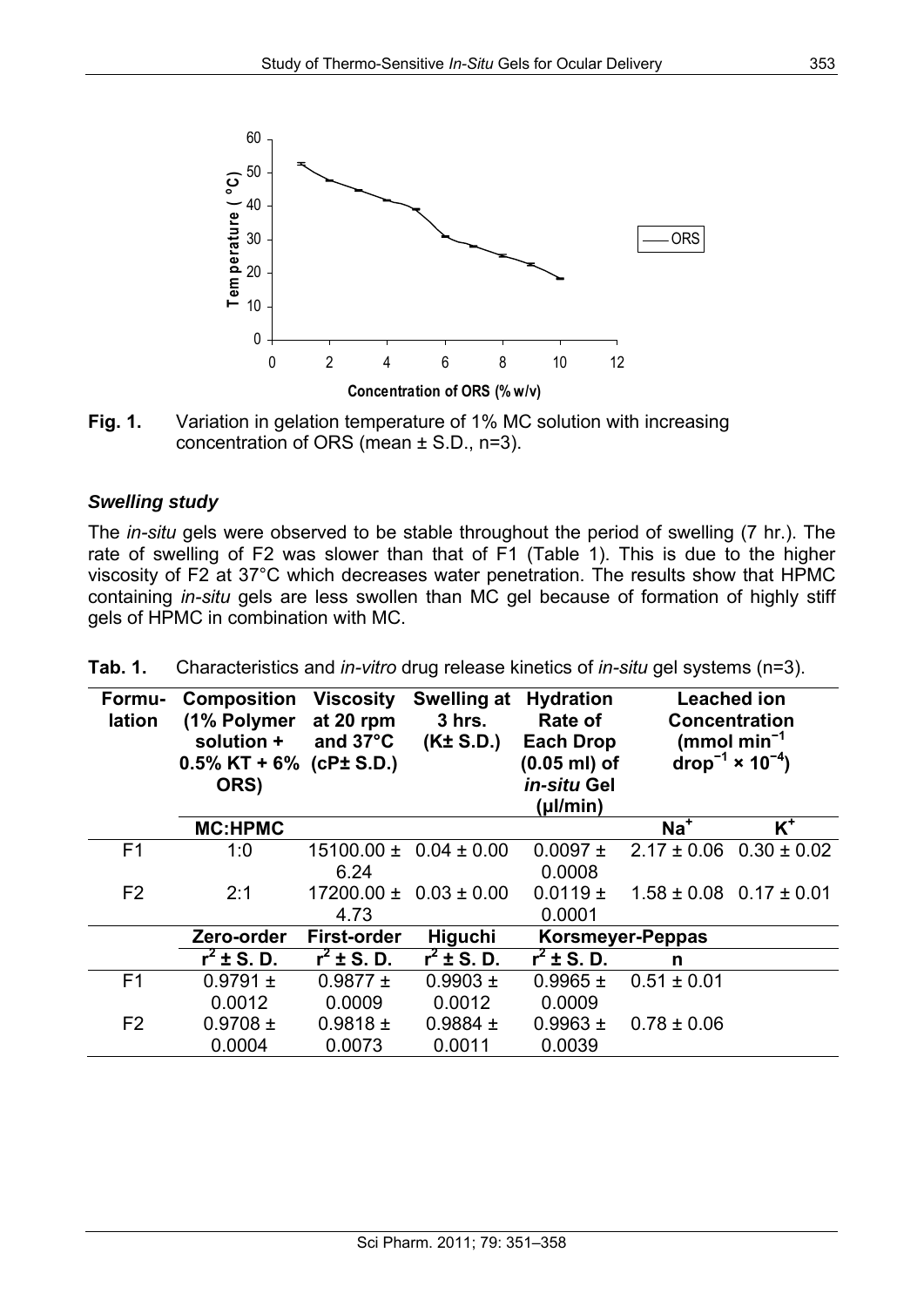Fig. 1. Variation in gelation temperature of 1% MC solution with increasing concentration of ORS (mean ± S.D., n=3).

### *Swelling study*

The *in-situ* gels were observed to be stable throughout the period of swelling (7 hr.). The rate of swelling of F2 was slower than that of F1 (Table 1). This is due to the higher viscosity of F2 at 37°C which decreases water penetration. The results show that HPMC containing *in-situ* gels are less swollen than MC gel because of formation of highly stiff gels of HPMC in combination with MC.

**Tab. 1.** Characteristics and *in-vitro* drug release kinetics of *in-situ* gel systems (n=3).

| Formulation | Composition (1% Polymer solution + 0.5% KT + 6% ORS) | Viscosity at 20 rpm and 37°C (cP± S.D.) | Swelling at 3 hrs. (K± S.D.) | Hydration Rate of Each Drop (0.05 ml) of *in-situ* Gel (µl/min) | Leached ion Concentration (mmol $min^{-1}$ $drop^{-1} \times 10^{-4}$) | |
|---|---|---|---|---|---|---|
| | **MC:HPMC** | | | | $Na^+$ | $K^+$ |
| F1 | 1:0 | 15100.00 ± 6.24 | 0.04 ± 0.00 | 0.0097 ± 0.0008 | 2.17 ± 0.06 | 0.30 ± 0.02 |
| F2 | 2:1 | 17200.00 ± 4.73 | 0.03 ± 0.00 | 0.0119 ± 0.0001 | 1.58 ± 0.08 | 0.17 ± 0.01 |
| | **Zero-order** | **First-order** | **Higuchi** | **Korsmeyer-Peppas** | | |
| | $r^2$ **± S. D.** | $r^2$ **± S. D.** | $r^2$ **± S. D.** | $r^2$ **± S. D.** | **n** | |
| F1 | 0.9791 ± 0.0012 | 0.9877 ± 0.0009 | 0.9903 ± 0.0012 | 0.9965 ± 0.0009 | 0.51 ± 0.01 | |
| F2 | 0.9708 ± 0.0004 | 0.9818 ± 0.0073 | 0.9884 ± 0.0011 | 0.9963 ± 0.0039 | 0.78 ± 0.06 | |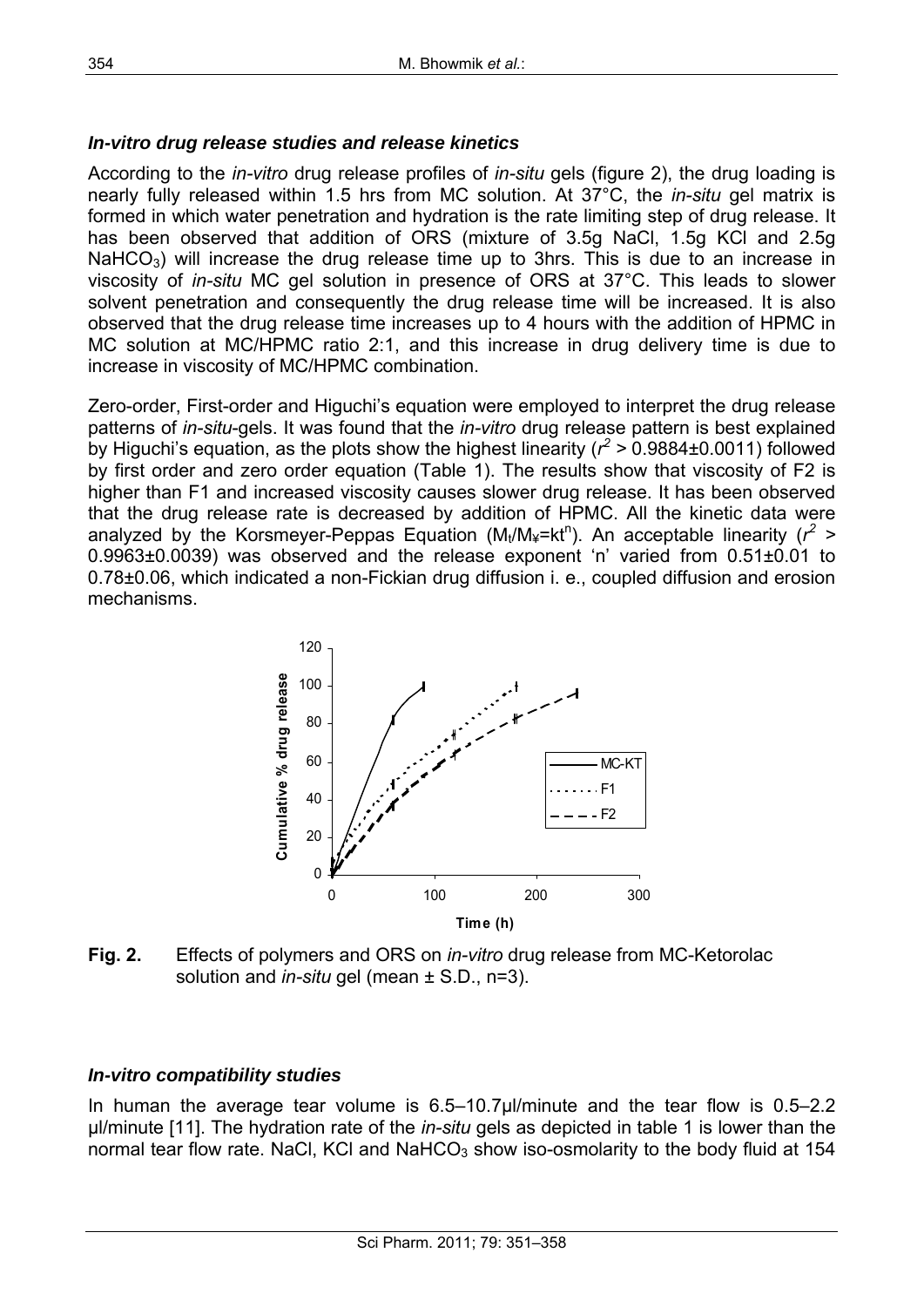### *In-vitro* drug release studies and release kinetics

According to the *in-vitro* drug release profiles of *in-situ* gels (figure 2), the drug loading is nearly fully released within 1.5 hrs from MC solution. At 37°C, the *in-situ* gel matrix is formed in which water penetration and hydration is the rate limiting step of drug release. It has been observed that addition of ORS (mixture of 3.5g NaCl, 1.5g KCl and 2.5g $NaHCO_3$) will increase the drug release time up to 3hrs. This is due to an increase in viscosity of *in-situ* MC gel solution in presence of ORS at 37°C. This leads to slower solvent penetration and consequently the drug release time will be increased. It is also observed that the drug release time increases up to 4 hours with the addition of HPMC in MC solution at MC/HPMC ratio 2:1, and this increase in drug delivery time is due to increase in viscosity of MC/HPMC combination.

Zero-order, First-order and Higuchi's equation were employed to interpret the drug release patterns of *in-situ*-gels. It was found that the *in-vitro* drug release pattern is best explained by Higuchi's equation, as the plots show the highest linearity ($r^2$ > 0.9884±0.0011) followed by first order and zero order equation (Table 1). The results show that viscosity of F2 is higher than F1 and increased viscosity causes slower drug release. It has been observed that the drug release rate is decreased by addition of HPMC. All the kinetic data were analyzed by the Korsmeyer-Peppas Equation ($M_t/M_\infty=kt^n$). An acceptable linearity ($r^2$ > 0.9963±0.0039) was observed and the release exponent 'n' varied from 0.51±0.01 to 0.78±0.06, which indicated a non-Fickian drug diffusion i. e., coupled diffusion and erosion mechanisms.

**Fig. 2.** Effects of polymers and ORS on *in-vitro* drug release from MC-Ketorolac solution and *in-situ* gel (mean ± S.D., n=3).

### *In-vitro* compatibility studies

In human the average tear volume is 6.5–10.7µl/minute and the tear flow is 0.5–2.2 µl/minute [11]. The hydration rate of the *in-situ* gels as depicted in table 1 is lower than the normal tear flow rate. NaCl, KCl and $NaHCO_3$ show iso-osmolarity to the body fluid at 154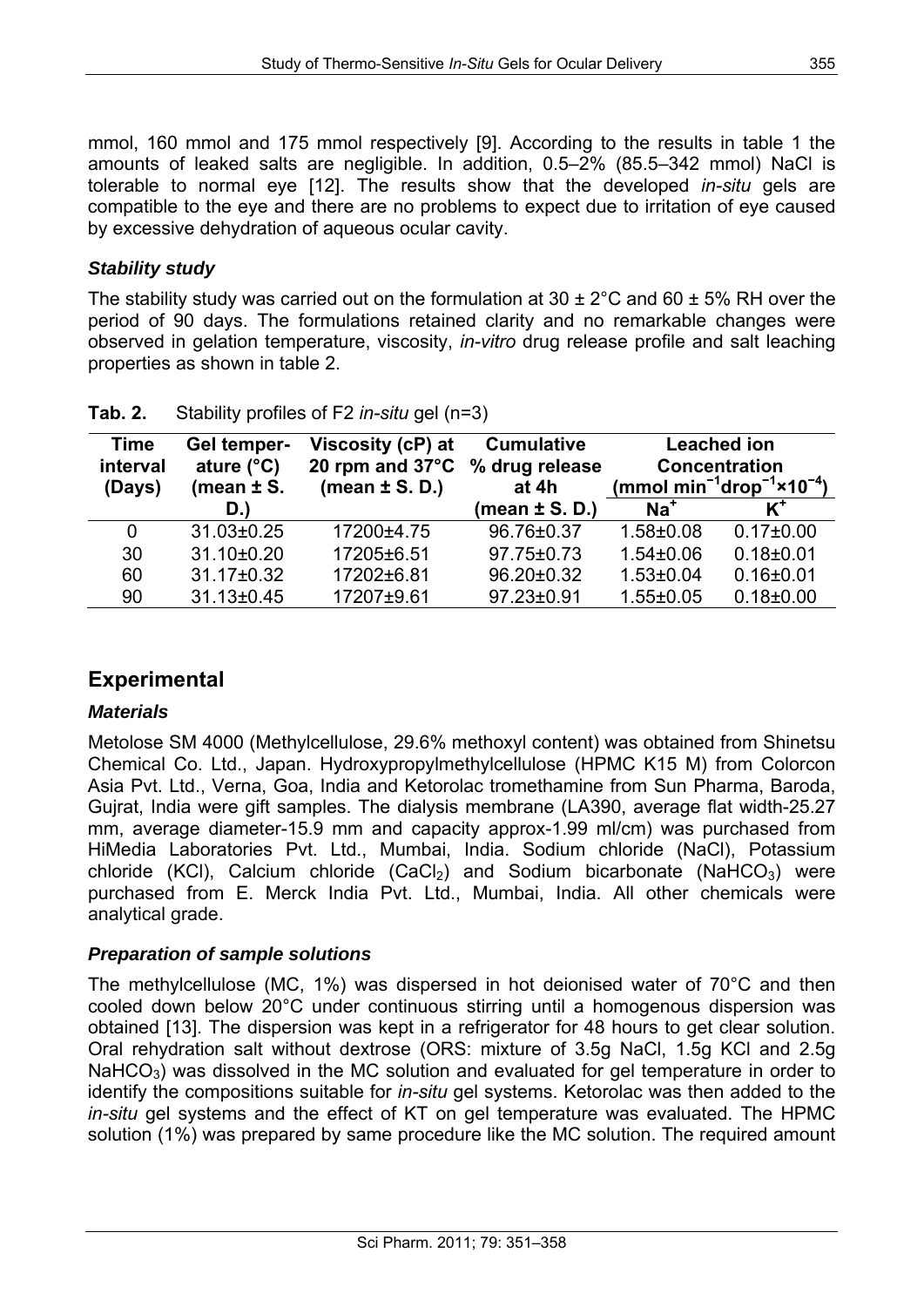mmol, 160 mmol and 175 mmol respectively [9]. According to the results in table 1 the amounts of leaked salts are negligible. In addition, 0.5–2% (85.5–342 mmol) NaCl is tolerable to normal eye [12]. The results show that the developed *in-situ* gels are compatible to the eye and there are no problems to expect due to irritation of eye caused by excessive dehydration of aqueous ocular cavity.

### *Stability study*

The stability study was carried out on the formulation at 30 ± 2°C and 60 ± 5% RH over the period of 90 days. The formulations retained clarity and no remarkable changes were observed in gelation temperature, viscosity, *in-vitro* drug release profile and salt leaching properties as shown in table 2.

**Tab. 2.** Stability profiles of F2 *in-situ* gel (n=3)

| Time interval (Days) | Gel temperature (°C) (mean ± S. D.) | Viscosity (cP) at 20 rpm and 37°C (mean ± S. D.) | Cumulative % drug release at 4h (mean ± S. D.) | Leached ion Concentration (mmol $min^{-1} drop^{-1} \times 10^{-4}$) | |
|---|---|---|---|---|---|
| | | | | $Na^+$ | $K^+$ |
| 0 | 31.03±0.25 | 17200±4.75 | 96.76±0.37 | 1.58±0.08 | 0.17±0.00 |
| 30 | 31.10±0.20 | 17205±6.51 | 97.75±0.73 | 1.54±0.06 | 0.18±0.01 |
| 60 | 31.17±0.32 | 17202±6.81 | 96.20±0.32 | 1.53±0.04 | 0.16±0.01 |
| 90 | 31.13±0.45 | 17207±9.61 | 97.23±0.91 | 1.55±0.05 | 0.18±0.00 |

## Experimental

### *Materials*

Metolose SM 4000 (Methylcellulose, 29.6% methoxyl content) was obtained from Shinetsu Chemical Co. Ltd., Japan. Hydroxypropylmethylcellulose (HPMC K15 M) from Colorcon Asia Pvt. Ltd., Verna, Goa, India and Ketorolac tromethamine from Sun Pharma, Baroda, Gujrat, India were gift samples. The dialysis membrane (LA390, average flat width-25.27 mm, average diameter-15.9 mm and capacity approx-1.99 ml/cm) was purchased from HiMedia Laboratories Pvt. Ltd., Mumbai, India. Sodium chloride (NaCl), Potassium chloride (KCl), Calcium chloride ($CaCl_2$) and Sodium bicarbonate ($NaHCO_3$) were purchased from E. Merck India Pvt. Ltd., Mumbai, India. All other chemicals were analytical grade.

### *Preparation of sample solutions*

The methylcellulose (MC, 1%) was dispersed in hot deionised water of 70°C and then cooled down below 20°C under continuous stirring until a homogenous dispersion was obtained [13]. The dispersion was kept in a refrigerator for 48 hours to get clear solution. Oral rehydration salt without dextrose (ORS: mixture of 3.5g NaCl, 1.5g KCl and 2.5g $NaHCO_3$) was dissolved in the MC solution and evaluated for gel temperature in order to identify the compositions suitable for *in-situ* gel systems. Ketorolac was then added to the *in-situ* gel systems and the effect of KT on gel temperature was evaluated. The HPMC solution (1%) was prepared by same procedure like the MC solution. The required amount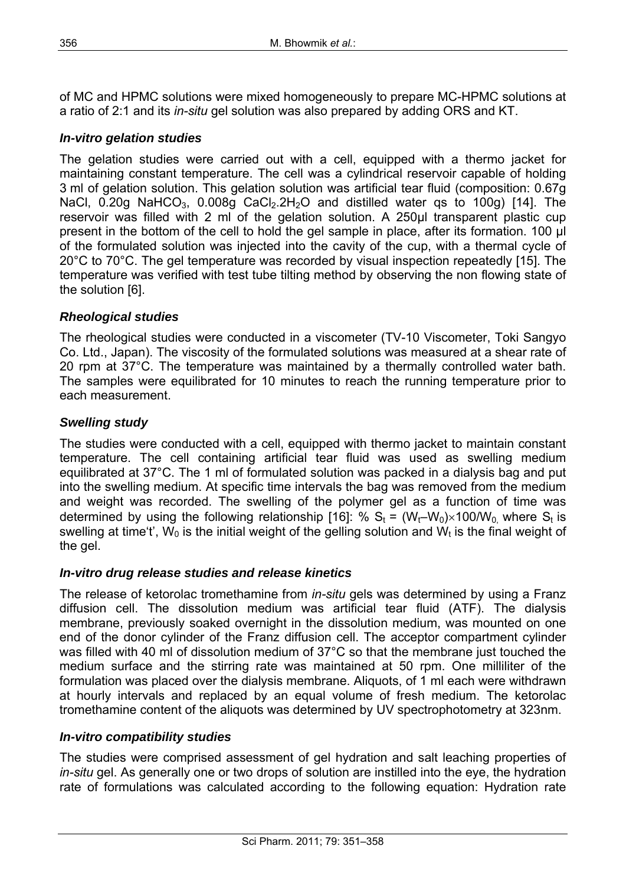of MC and HPMC solutions were mixed homogeneously to prepare MC-HPMC solutions at a ratio of 2:1 and its *in-situ* gel solution was also prepared by adding ORS and KT.

### *In-vitro gelation studies*

The gelation studies were carried out with a cell, equipped with a thermo jacket for maintaining constant temperature. The cell was a cylindrical reservoir capable of holding 3 ml of gelation solution. This gelation solution was artificial tear fluid (composition: 0.67g NaCl, 0.20g $NaHCO_3$, 0.008g $CaCl_2.2H_2O$ and distilled water qs to 100g) [14]. The reservoir was filled with 2 ml of the gelation solution. A 250μl transparent plastic cup present in the bottom of the cell to hold the gel sample in place, after its formation. 100 μl of the formulated solution was injected into the cavity of the cup, with a thermal cycle of 20°C to 70°C. The gel temperature was recorded by visual inspection repeatedly [15]. The temperature was verified with test tube tilting method by observing the non flowing state of the solution [6].

### *Rheological studies*

The rheological studies were conducted in a viscometer (TV-10 Viscometer, Toki Sangyo Co. Ltd., Japan). The viscosity of the formulated solutions was measured at a shear rate of 20 rpm at 37°C. The temperature was maintained by a thermally controlled water bath. The samples were equilibrated for 10 minutes to reach the running temperature prior to each measurement.

### *Swelling study*

The studies were conducted with a cell, equipped with thermo jacket to maintain constant temperature. The cell containing artificial tear fluid was used as swelling medium equilibrated at 37°C. The 1 ml of formulated solution was packed in a dialysis bag and put into the swelling medium. At specific time intervals the bag was removed from the medium and weight was recorded. The swelling of the polymer gel as a function of time was determined by using the following relationship [16]: $\% \, S_t = (W_t - W_0) \times 100 / W_0$, where $S_t$ is swelling at time't', $W_0$ is the initial weight of the gelling solution and $W_t$ is the final weight of the gel.

### *In-vitro drug release studies and release kinetics*

The release of ketorolac tromethamine from *in-situ* gels was determined by using a Franz diffusion cell. The dissolution medium was artificial tear fluid (ATF). The dialysis membrane, previously soaked overnight in the dissolution medium, was mounted on one end of the donor cylinder of the Franz diffusion cell. The acceptor compartment cylinder was filled with 40 ml of dissolution medium of 37°C so that the membrane just touched the medium surface and the stirring rate was maintained at 50 rpm. One milliliter of the formulation was placed over the dialysis membrane. Aliquots, of 1 ml each were withdrawn at hourly intervals and replaced by an equal volume of fresh medium. The ketorolac tromethamine content of the aliquots was determined by UV spectrophotometry at 323nm.

### *In-vitro compatibility studies*

The studies were comprised assessment of gel hydration and salt leaching properties of *in-situ* gel. As generally one or two drops of solution are instilled into the eye, the hydration rate of formulations was calculated according to the following equation: Hydration rate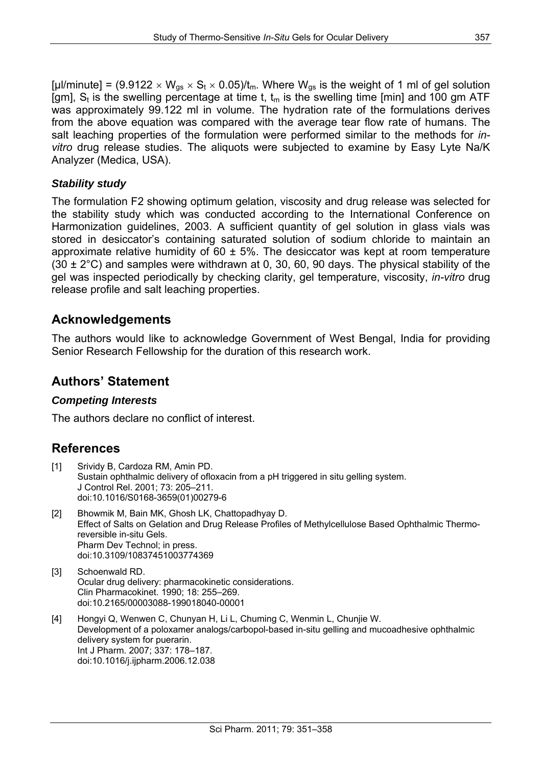[μl/minute] = $(9.9122 \times W_{gs} \times S_t \times 0.05)/t_m$. Where $W_{gs}$ is the weight of 1 ml of gel solution [gm], $S_t$ is the swelling percentage at time t, $t_m$ is the swelling time [min] and 100 gm ATF was approximately 99.122 ml in volume. The hydration rate of the formulations derives from the above equation was compared with the average tear flow rate of humans. The salt leaching properties of the formulation were performed similar to the methods for *in-vitro* drug release studies. The aliquots were subjected to examine by Easy Lyte Na/K Analyzer (Medica, USA).

### *Stability study*

The formulation F2 showing optimum gelation, viscosity and drug release was selected for the stability study which was conducted according to the International Conference on Harmonization guidelines, 2003. A sufficient quantity of gel solution in glass vials was stored in desiccator's containing saturated solution of sodium chloride to maintain an approximate relative humidity of 60 ± 5%. The desiccator was kept at room temperature (30 ± 2°C) and samples were withdrawn at 0, 30, 60, 90 days. The physical stability of the gel was inspected periodically by checking clarity, gel temperature, viscosity, *in-vitro* drug release profile and salt leaching properties.

## Acknowledgements

The authors would like to acknowledge Government of West Bengal, India for providing Senior Research Fellowship for the duration of this research work.

## Authors' Statement

### *Competing Interests*

The authors declare no conflict of interest.

## References

[1] Srividy B, Cardoza RM, Amin PD.
Sustain ophthalmic delivery of ofloxacin from a pH triggered in situ gelling system.
J Control Rel. 2001; 73: 205–211.
doi:10.1016/S0168-3659(01)00279-6

[2] Bhowmik M, Bain MK, Ghosh LK, Chattopadhyay D.
Effect of Salts on Gelation and Drug Release Profiles of Methylcellulose Based Ophthalmic Thermo-reversible in-situ Gels.
Pharm Dev Technol; in press.
doi:10.3109/10837451003774369

[3] Schoenwald RD.
Ocular drug delivery: pharmacokinetic considerations.
Clin Pharmacokinet. 1990; 18: 255–269.
doi:10.2165/00003088-199018040-00001

[4] Hongyi Q, Wenwen C, Chunyan H, Li L, Chuming C, Wenmin L, Chunjie W.
Development of a poloxamer analogs/carbopol-based in-situ gelling and mucoadhesive ophthalmic delivery system for puerarin.
Int J Pharm. 2007; 337: 178–187.
doi:10.1016/j.ijpharm.2006.12.038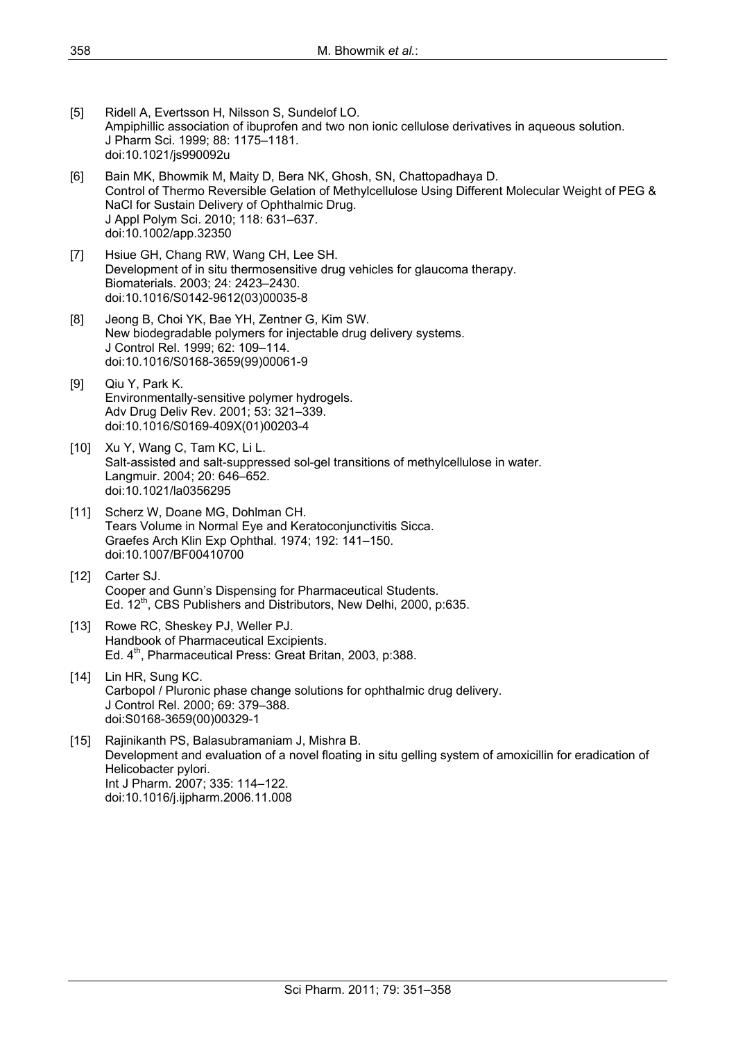[5] Ridell A, Evertsson H, Nilsson S, Sundelof LO.
Ampiphillic association of ibuprofen and two non ionic cellulose derivatives in aqueous solution.
J Pharm Sci. 1999; 88: 1175–1181.
doi:10.1021/js990092u

[6] Bain MK, Bhowmik M, Maity D, Bera NK, Ghosh, SN, Chattopadhaya D.
Control of Thermo Reversible Gelation of Methylcellulose Using Different Molecular Weight of PEG & NaCl for Sustain Delivery of Ophthalmic Drug.
J Appl Polym Sci. 2010; 118: 631–637.
doi:10.1002/app.32350

[7] Hsiue GH, Chang RW, Wang CH, Lee SH.
Development of in situ thermosensitive drug vehicles for glaucoma therapy.
Biomaterials. 2003; 24: 2423–2430.
doi:10.1016/S0142-9612(03)00035-8

[8] Jeong B, Choi YK, Bae YH, Zentner G, Kim SW.
New biodegradable polymers for injectable drug delivery systems.
J Control Rel. 1999; 62: 109–114.
doi:10.1016/S0168-3659(99)00061-9

[9] Qiu Y, Park K.
Environmentally-sensitive polymer hydrogels.
Adv Drug Deliv Rev. 2001; 53: 321–339.
doi:10.1016/S0169-409X(01)00203-4

[10] Xu Y, Wang C, Tam KC, Li L.
Salt-assisted and salt-suppressed sol-gel transitions of methylcellulose in water.
Langmuir. 2004; 20: 646–652.
doi:10.1021/la0356295

[11] Scherz W, Doane MG, Dohlman CH.
Tears Volume in Normal Eye and Keratoconjunctivitis Sicca.
Graefes Arch Klin Exp Ophthal. 1974; 192: 141–150.
doi:10.1007/BF00410700

[12] Carter SJ.
Cooper and Gunn's Dispensing for Pharmaceutical Students.
Ed. 12th, CBS Publishers and Distributors, New Delhi, 2000, p:635.

[13] Rowe RC, Sheskey PJ, Weller PJ.
Handbook of Pharmaceutical Excipients.
Ed. 4th, Pharmaceutical Press: Great Britan, 2003, p:388.

[14] Lin HR, Sung KC.
Carbopol / Pluronic phase change solutions for ophthalmic drug delivery.
J Control Rel. 2000; 69: 379–388.
doi:S0168-3659(00)00329-1

[15] Rajinikanth PS, Balasubramaniam J, Mishra B.
Development and evaluation of a novel floating in situ gelling system of amoxicillin for eradication of Helicobacter pylori.
Int J Pharm. 2007; 335: 114–122.
doi:10.1016/j.ijpharm.2006.11.008